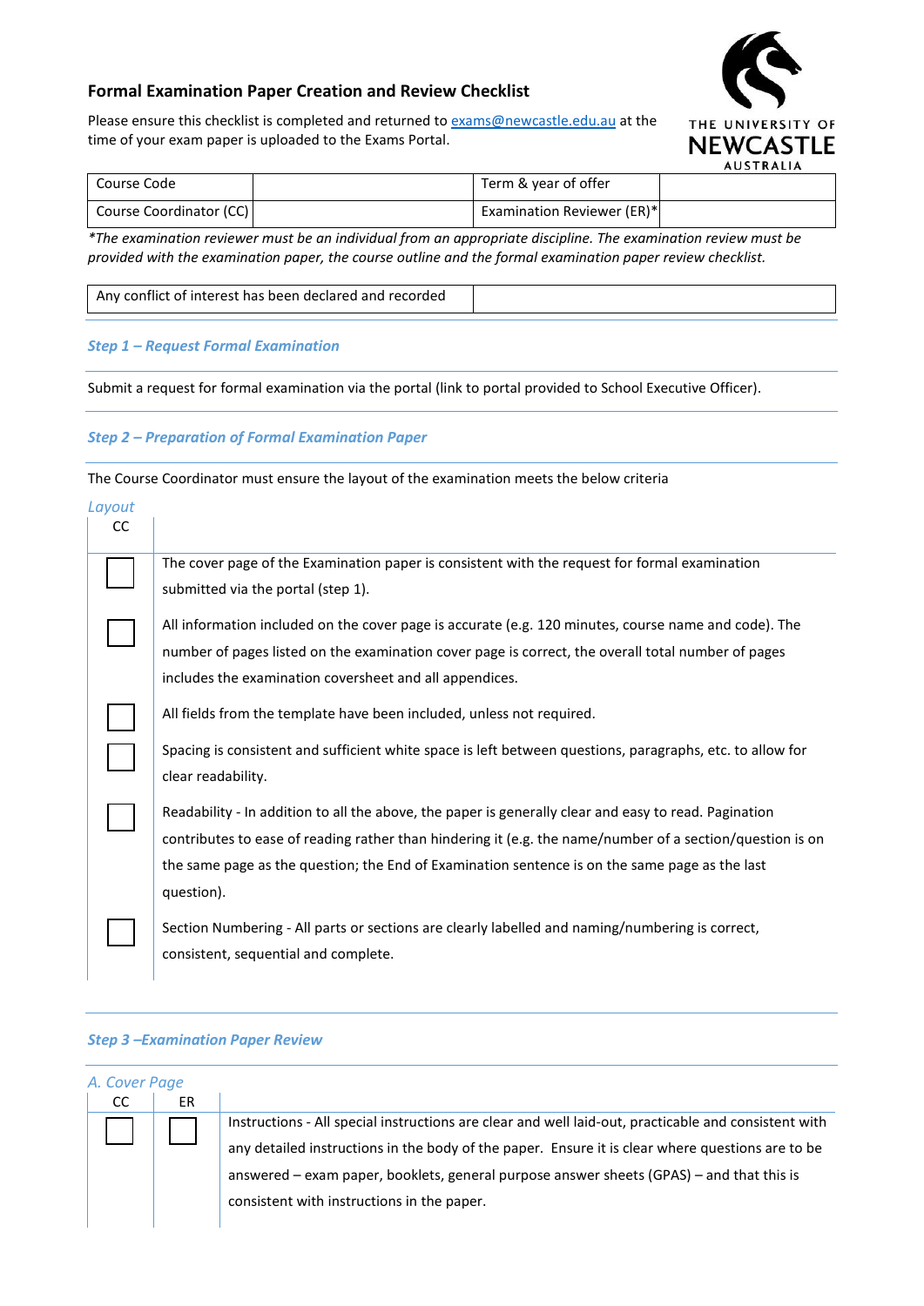# Formal Examination Paper Creation and Review Checklist

Please ensure this checklist is completed and returned to exams@newcastle.edu.au at the time of your exam paper is uploaded to the Exams Portal.

| Course Code | | Term & year of offer | |
|---|---|---|---|
| Course Coordinator (CC) | | Examination Reviewer (ER)* | |

*\*The examination reviewer must be an individual from an appropriate discipline. The examination review must be provided with the examination paper, the course outline and the formal examination paper review checklist.*

| Any conflict of interest has been declared and recorded | |
|---|---|

### *Step 1 – Request Formal Examination*

Submit a request for formal examination via the portal (link to portal provided to School Executive Officer).

### *Step 2 – Preparation of Formal Examination Paper*

The Course Coordinator must ensure the layout of the examination meets the below criteria

*Layout*

| CC | |
|---|---|
| ☐ | The cover page of the Examination paper is consistent with the request for formal examination submitted via the portal (step 1). |
| ☐ | All information included on the cover page is accurate (e.g. 120 minutes, course name and code). The number of pages listed on the examination cover page is correct, the overall total number of pages includes the examination coversheet and all appendices. |
| ☐ | All fields from the template have been included, unless not required. |
| ☐ | Spacing is consistent and sufficient white space is left between questions, paragraphs, etc. to allow for clear readability. |
| ☐ | Readability - In addition to all the above, the paper is generally clear and easy to read. Pagination contributes to ease of reading rather than hindering it (e.g. the name/number of a section/question is on the same page as the question; the End of Examination sentence is on the same page as the last question). |
| ☐ | Section Numbering - All parts or sections are clearly labelled and naming/numbering is correct, consistent, sequential and complete. |

### *Step 3 –Examination Paper Review*

*A. Cover Page*

| CC | ER | |
|---|---|---|
| ☐ | ☐ | Instructions - All special instructions are clear and well laid-out, practicable and consistent with any detailed instructions in the body of the paper. Ensure it is clear where questions are to be answered – exam paper, booklets, general purpose answer sheets (GPAS) – and that this is consistent with instructions in the paper. |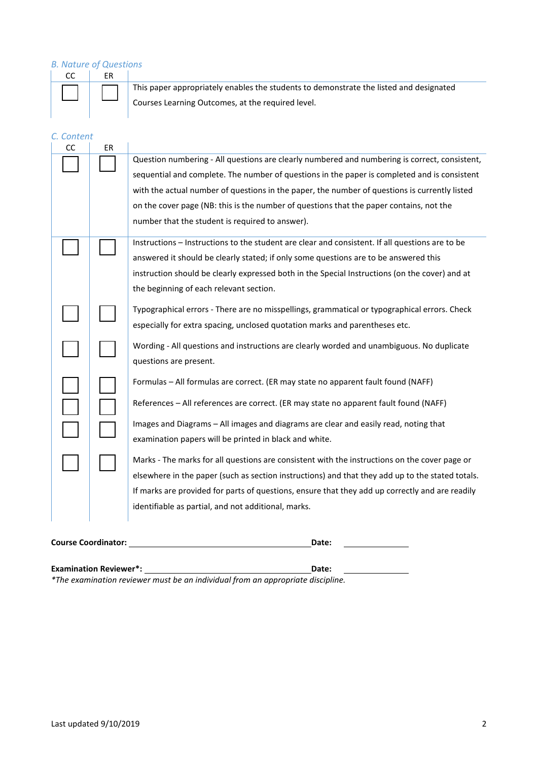### *B. Nature of Questions*

| CC | ER | |
|---|---|---|
| ☐ | ☐ | This paper appropriately enables the students to demonstrate the listed and designated Courses Learning Outcomes, at the required level. |

### *C. Content*

| CC | ER | |
|---|---|---|
| ☐ | ☐ | Question numbering - All questions are clearly numbered and numbering is correct, consistent, sequential and complete. The number of questions in the paper is completed and is consistent with the actual number of questions in the paper, the number of questions is currently listed on the cover page (NB: this is the number of questions that the paper contains, not the number that the student is required to answer). |
| ☐ | ☐ | Instructions – Instructions to the student are clear and consistent. If all questions are to be answered it should be clearly stated; if only some questions are to be answered this instruction should be clearly expressed both in the Special Instructions (on the cover) and at the beginning of each relevant section. |
| ☐ | ☐ | Typographical errors - There are no misspellings, grammatical or typographical errors. Check especially for extra spacing, unclosed quotation marks and parentheses etc. |
| ☐ | ☐ | Wording - All questions and instructions are clearly worded and unambiguous. No duplicate questions are present. |
| ☐ | ☐ | Formulas – All formulas are correct. (ER may state no apparent fault found (NAFF) |
| ☐ | ☐ | References – All references are correct. (ER may state no apparent fault found (NAFF) |
| ☐ | ☐ | Images and Diagrams – All images and diagrams are clear and easily read, noting that examination papers will be printed in black and white. |
| ☐ | ☐ | Marks - The marks for all questions are consistent with the instructions on the cover page or elsewhere in the paper (such as section instructions) and that they add up to the stated totals. If marks are provided for parts of questions, ensure that they add up correctly and are readily identifiable as partial, and not additional, marks. |

**Course Coordinator:** ______________________________ **Date:** ____________

**Examination Reviewer*:** ______________________________ **Date:** ____________

*\*The examination reviewer must be an individual from an appropriate discipline.*

Last updated 9/10/2019